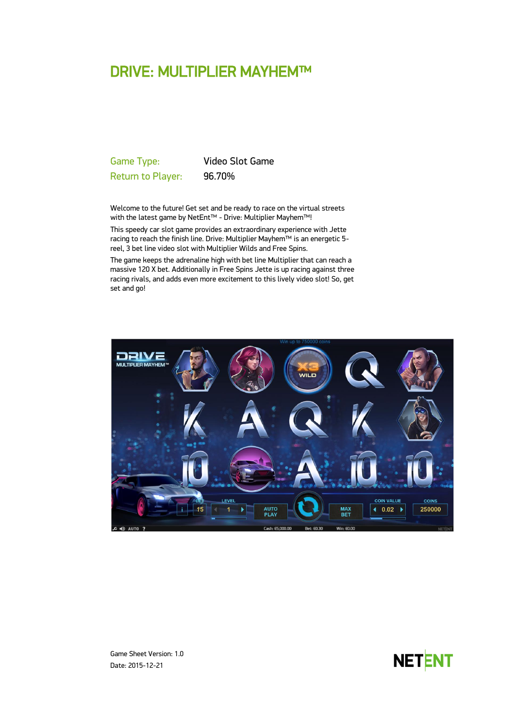# DRIVE: MULTIPLIER MAYHEM™

Game Type: Video Slot Game
Return to Player: 96.70%

Welcome to the future! Get set and be ready to race on the virtual streets with the latest game by NetEnt™ - Drive: Multiplier Mayhem™!

This speedy car slot game provides an extraordinary experience with Jette racing to reach the finish line. Drive: Multiplier Mayhem™ is an energetic 5-reel, 3 bet line video slot with Multiplier Wilds and Free Spins.

The game keeps the adrenaline high with bet line Multiplier that can reach a massive 120 X bet. Additionally in Free Spins Jette is up racing against three racing rivals, and adds even more excitement to this lively video slot! So, get set and go!

Game Sheet Version: 1.0
Date: 2015-12-21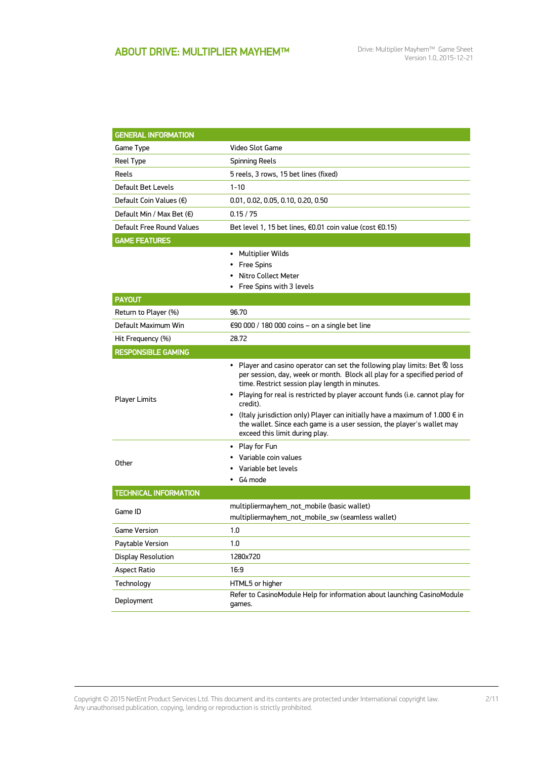## ABOUT DRIVE: MULTIPLIER MAYHEM™

| GENERAL INFORMATION | |
|---|---|
| Game Type | Video Slot Game |
| Reel Type | Spinning Reels |
| Reels | 5 reels, 3 rows, 15 bet lines (fixed) |
| Default Bet Levels | 1-10 |
| Default Coin Values (€) | 0.01, 0.02, 0.05, 0.10, 0.20, 0.50 |
| Default Min / Max Bet (€) | 0.15 / 75 |
| Default Free Round Values | Bet level 1, 15 bet lines, €0.01 coin value (cost €0.15) |
| **GAME FEATURES** | |
| | • Multiplier Wilds<br>• Free Spins<br>• Nitro Collect Meter<br>• Free Spins with 3 levels |
| **PAYOUT** | |
| Return to Player (%) | 96.70 |
| Default Maximum Win | €90 000 / 180 000 coins – on a single bet line |
| Hit Frequency (%) | 28.72 |
| **RESPONSIBLE GAMING** | |
| Player Limits | • Player and casino operator can set the following play limits: Bet & loss per session, day, week or month. Block all play for a specified period of time. Restrict session play length in minutes.<br>• Playing for real is restricted by player account funds (i.e. cannot play for credit).<br>• (Italy jurisdiction only) Player can initially have a maximum of 1.000 € in the wallet. Since each game is a user session, the player's wallet may exceed this limit during play. |
| Other | • Play for Fun<br>• Variable coin values<br>• Variable bet levels<br>• G4 mode |
| **TECHNICAL INFORMATION** | |
| Game ID | multipliermayhem_not_mobile (basic wallet)<br>multipliermayhem_not_mobile_sw (seamless wallet) |
| Game Version | 1.0 |
| Paytable Version | 1.0 |
| Display Resolution | 1280x720 |
| Aspect Ratio | 16:9 |
| Technology | HTML5 or higher |
| Deployment | Refer to CasinoModule Help for information about launching CasinoModule games. |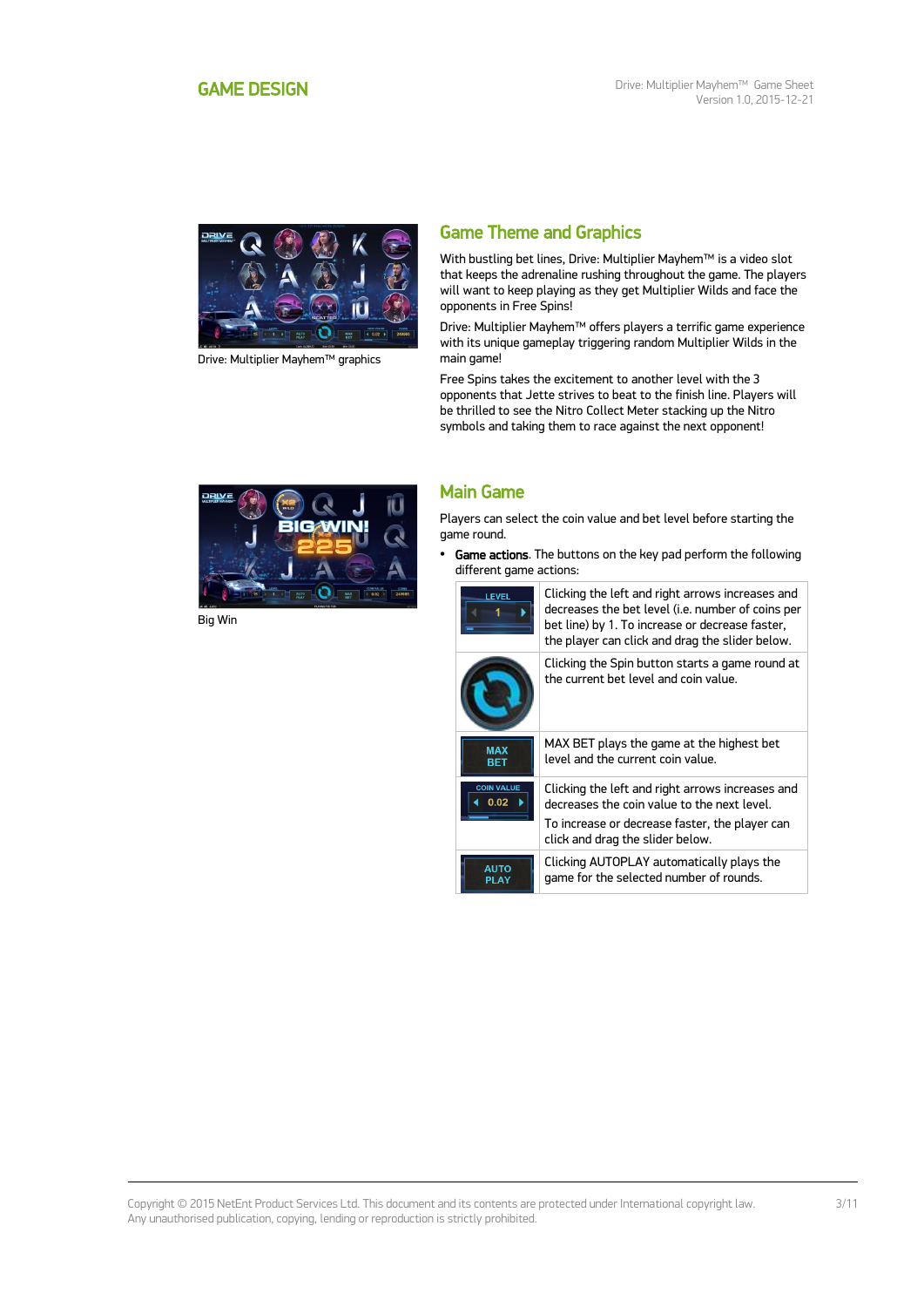# GAME DESIGN

Drive: Multiplier Mayhem™ graphics

## Game Theme and Graphics

With bustling bet lines, Drive: Multiplier Mayhem™ is a video slot that keeps the adrenaline rushing throughout the game. The players will want to keep playing as they get Multiplier Wilds and face the opponents in Free Spins!

Drive: Multiplier Mayhem™ offers players a terrific game experience with its unique gameplay triggering random Multiplier Wilds in the main game!

Free Spins takes the excitement to another level with the 3 opponents that Jette strives to beat to the finish line. Players will be thrilled to see the Nitro Collect Meter stacking up the Nitro symbols and taking them to race against the next opponent!

Big Win

## Main Game

Players can select the coin value and bet level before starting the game round.

- **Game actions**. The buttons on the key pad perform the following different game actions:

| Button | Action |
|---|---|
| LEVEL 1 | Clicking the left and right arrows increases and decreases the bet level (i.e. number of coins per bet line) by 1. To increase or decrease faster, the player can click and drag the slider below. |
| (Spin button) | Clicking the Spin button starts a game round at the current bet level and coin value. |
| MAX BET | MAX BET plays the game at the highest bet level and the current coin value. |
| COIN VALUE 0.02 | Clicking the left and right arrows increases and decreases the coin value to the next level. To increase or decrease faster, the player can click and drag the slider below. |
| AUTO PLAY | Clicking AUTOPLAY automatically plays the game for the selected number of rounds. |

Copyright © 2015 NetEnt Product Services Ltd. This document and its contents are protected under International copyright law. Any unauthorised publication, copying, lending or reproduction is strictly prohibited.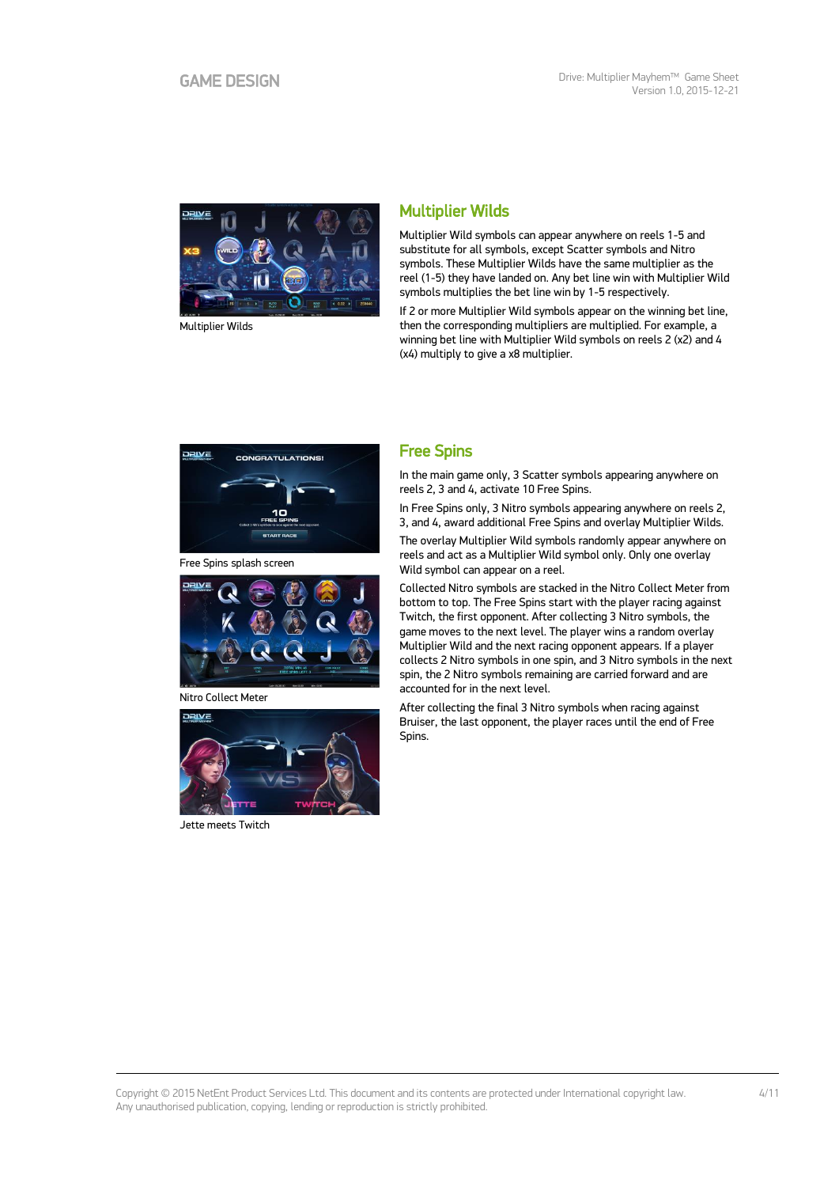## Multiplier Wilds

Multiplier Wilds

Multiplier Wild symbols can appear anywhere on reels 1-5 and substitute for all symbols, except Scatter symbols and Nitro symbols. These Multiplier Wilds have the same multiplier as the reel (1-5) they have landed on. Any bet line win with Multiplier Wild symbols multiplies the bet line win by 1-5 respectively.

If 2 or more Multiplier Wild symbols appear on the winning bet line, then the corresponding multipliers are multiplied. For example, a winning bet line with Multiplier Wild symbols on reels 2 (x2) and 4 (x4) multiply to give a x8 multiplier.

## Free Spins

Free Spins splash screen

Nitro Collect Meter

Jette meets Twitch

In the main game only, 3 Scatter symbols appearing anywhere on reels 2, 3 and 4, activate 10 Free Spins.

In Free Spins only, 3 Nitro symbols appearing anywhere on reels 2, 3, and 4, award additional Free Spins and overlay Multiplier Wilds.

The overlay Multiplier Wild symbols randomly appear anywhere on reels and act as a Multiplier Wild symbol only. Only one overlay Wild symbol can appear on a reel.

Collected Nitro symbols are stacked in the Nitro Collect Meter from bottom to top. The Free Spins start with the player racing against Twitch, the first opponent. After collecting 3 Nitro symbols, the game moves to the next level. The player wins a random overlay Multiplier Wild and the next racing opponent appears. If a player collects 2 Nitro symbols in one spin, and 3 Nitro symbols in the next spin, the 2 Nitro symbols remaining are carried forward and are accounted for in the next level.

After collecting the final 3 Nitro symbols when racing against Bruiser, the last opponent, the player races until the end of Free Spins.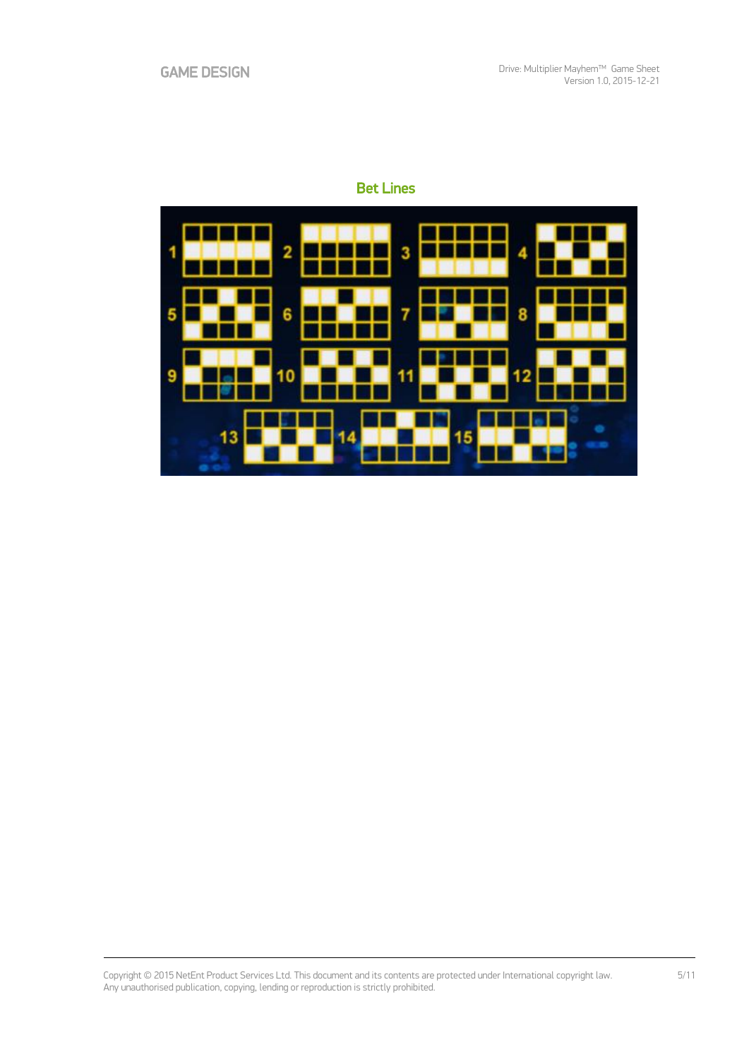## Bet Lines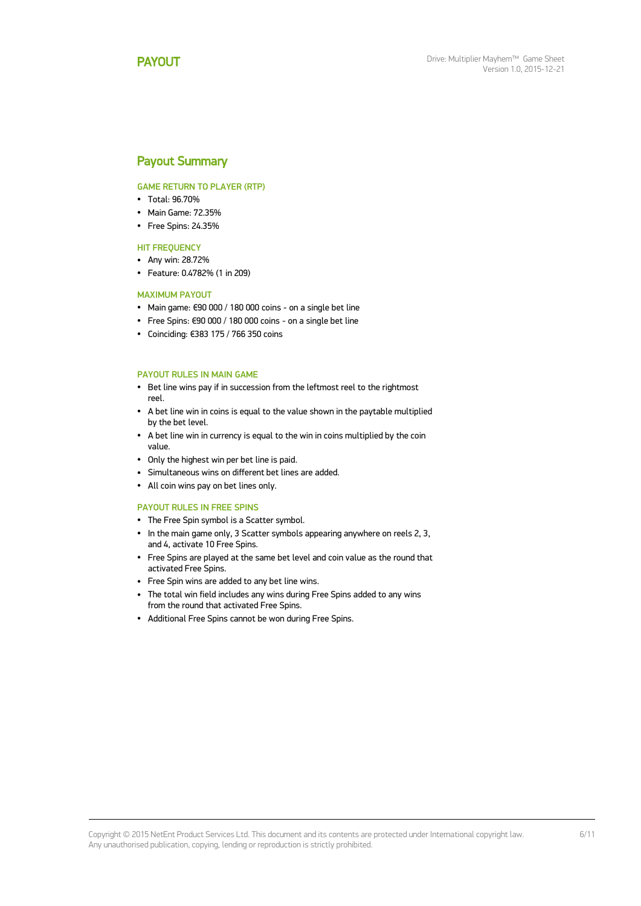# PAYOUT

## Payout Summary

### GAME RETURN TO PLAYER (RTP)

- Total: 96.70%
- Main Game: 72.35%
- Free Spins: 24.35%

### HIT FREQUENCY

- Any win: 28.72%
- Feature: 0.4782% (1 in 209)

### MAXIMUM PAYOUT

- Main game: €90 000 / 180 000 coins - on a single bet line
- Free Spins: €90 000 / 180 000 coins - on a single bet line
- Coinciding: €383 175 / 766 350 coins

### PAYOUT RULES IN MAIN GAME

- Bet line wins pay if in succession from the leftmost reel to the rightmost reel.
- A bet line win in coins is equal to the value shown in the paytable multiplied by the bet level.
- A bet line win in currency is equal to the win in coins multiplied by the coin value.
- Only the highest win per bet line is paid.
- Simultaneous wins on different bet lines are added.
- All coin wins pay on bet lines only.

### PAYOUT RULES IN FREE SPINS

- The Free Spin symbol is a Scatter symbol.
- In the main game only, 3 Scatter symbols appearing anywhere on reels 2, 3, and 4, activate 10 Free Spins.
- Free Spins are played at the same bet level and coin value as the round that activated Free Spins.
- Free Spin wins are added to any bet line wins.
- The total win field includes any wins during Free Spins added to any wins from the round that activated Free Spins.
- Additional Free Spins cannot be won during Free Spins.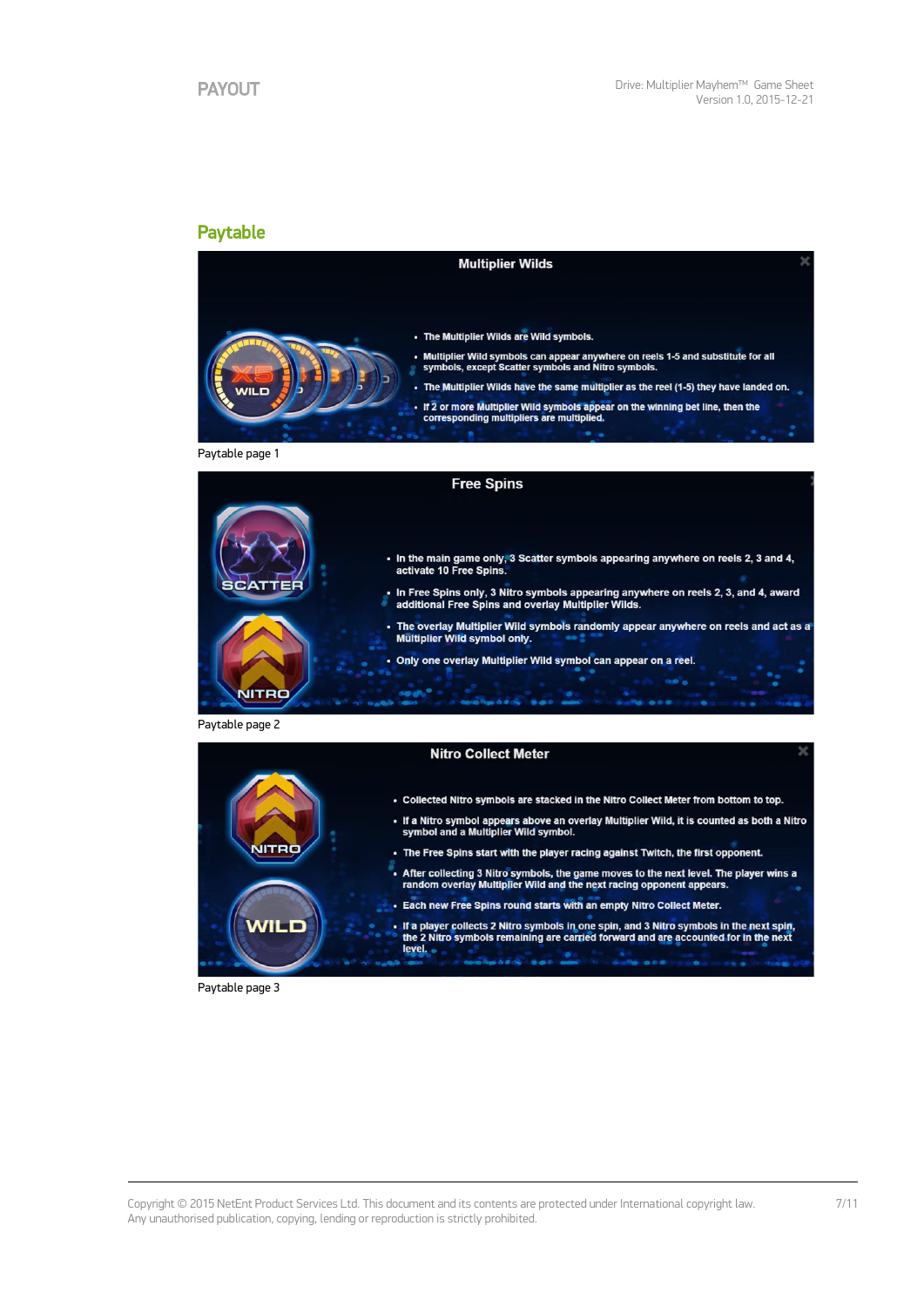# PAYOUT

## Paytable

### Multiplier Wilds

- The Multiplier Wilds are Wild symbols.
- Multiplier Wild symbols can appear anywhere on reels 1-5 and substitute for all symbols, except Scatter symbols and Nitro symbols.
- The Multiplier Wilds have the same multiplier as the reel (1-5) they have landed on.
- If 2 or more Multiplier Wild symbols appear on the winning bet line, then the corresponding multipliers are multiplied.

Paytable page 1

### Free Spins

- In the main game only, 3 Scatter symbols appearing anywhere on reels 2, 3 and 4, activate 10 Free Spins.
- In Free Spins only, 3 Nitro symbols appearing anywhere on reels 2, 3, and 4, award additional Free Spins and overlay Multiplier Wilds.
- The overlay Multiplier Wild symbols randomly appear anywhere on reels and act as a Multiplier Wild symbol only.
- Only one overlay Multiplier Wild symbol can appear on a reel.

Paytable page 2

### Nitro Collect Meter

- Collected Nitro symbols are stacked in the Nitro Collect Meter from bottom to top.
- If a Nitro symbol appears above an overlay Multiplier Wild, it is counted as both a Nitro symbol and a Multiplier Wild symbol.
- The Free Spins start with the player racing against Twitch, the first opponent.
- After collecting 3 Nitro symbols, the game moves to the next level. The player wins a random overlay Multiplier Wild and the next racing opponent appears.
- Each new Free Spins round starts with an empty Nitro Collect Meter.
- If a player collects 2 Nitro symbols in one spin, and 3 Nitro symbols in the next spin, the 2 Nitro symbols remaining are carried forward and are accounted for in the next level.

Paytable page 3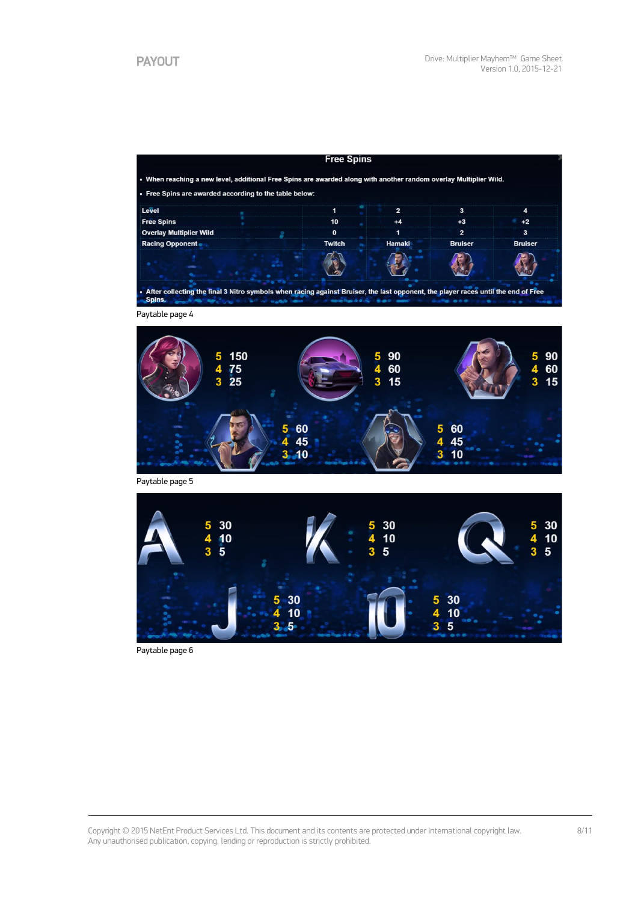# PAYOUT

## Free Spins

- When reaching a new level, additional Free Spins are awarded along with another random overlay Multiplier Wild.
- Free Spins are awarded according to the table below:

| Level | 1 | 2 | 3 | 4 |
|---|---|---|---|---|
| Free Spins | 10 | +4 | +3 | +2 |
| Overlay Multiplier Wild | 0 | 1 | 2 | 3 |
| Racing Opponent | Twitch | Hamaki | Bruiser | Bruiser |

- After collecting the final 3 Nitro symbols when racing against Bruiser, the last opponent, the player races until the end of Free Spins.

Paytable page 4

| Symbol | 5 | 4 | 3 |
|---|---|---|---|
| (Woman) | 150 | 75 | 25 |
| (Car) | 90 | 60 | 15 |
| (Bruiser) | 90 | 60 | 15 |
| (Hamaki) | 60 | 45 | 10 |
| (Twitch) | 60 | 45 | 10 |

Paytable page 5

| Symbol | 5 | 4 | 3 |
|---|---|---|---|
| A | 30 | 10 | 5 |
| K | 30 | 10 | 5 |
| Q | 30 | 10 | 5 |
| J | 30 | 10 | 5 |
| 10 | 30 | 10 | 5 |

Paytable page 6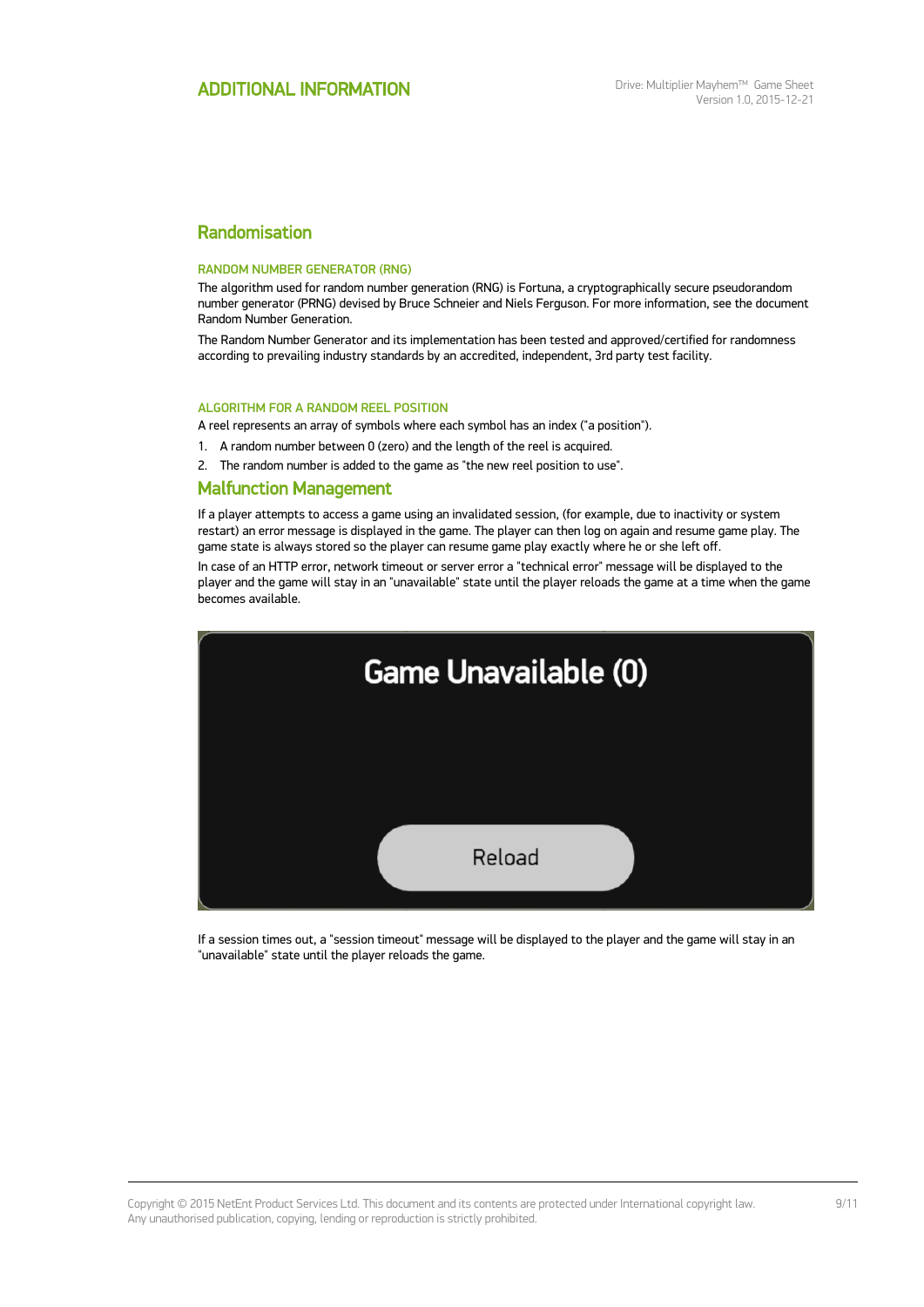# ADDITIONAL INFORMATION

## Randomisation

### RANDOM NUMBER GENERATOR (RNG)

The algorithm used for random number generation (RNG) is Fortuna, a cryptographically secure pseudorandom number generator (PRNG) devised by Bruce Schneier and Niels Ferguson. For more information, see the document Random Number Generation.

The Random Number Generator and its implementation has been tested and approved/certified for randomness according to prevailing industry standards by an accredited, independent, 3rd party test facility.

### ALGORITHM FOR A RANDOM REEL POSITION

A reel represents an array of symbols where each symbol has an index ("a position").

1. A random number between 0 (zero) and the length of the reel is acquired.
2. The random number is added to the game as "the new reel position to use".

## Malfunction Management

If a player attempts to access a game using an invalidated session, (for example, due to inactivity or system restart) an error message is displayed in the game. The player can then log on again and resume game play. The game state is always stored so the player can resume game play exactly where he or she left off.

In case of an HTTP error, network timeout or server error a "technical error" message will be displayed to the player and the game will stay in an "unavailable" state until the player reloads the game at a time when the game becomes available.

Game Unavailable (0)

Reload

If a session times out, a "session timeout" message will be displayed to the player and the game will stay in an "unavailable" state until the player reloads the game.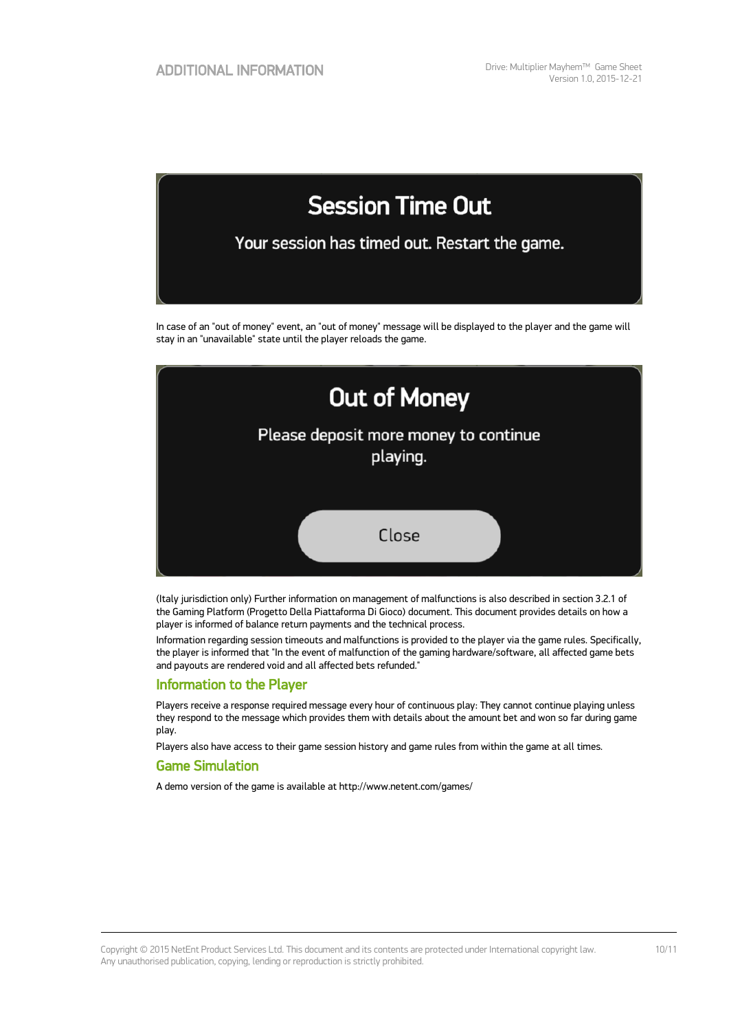**Session Time Out**

Your session has timed out. Restart the game.

In case of an "out of money" event, an "out of money" message will be displayed to the player and the game will stay in an "unavailable" state until the player reloads the game.

**Out of Money**

Please deposit more money to continue playing.

Close

(Italy jurisdiction only) Further information on management of malfunctions is also described in section 3.2.1 of the Gaming Platform (Progetto Della Piattaforma Di Gioco) document. This document provides details on how a player is informed of balance return payments and the technical process.

Information regarding session timeouts and malfunctions is provided to the player via the game rules. Specifically, the player is informed that "In the event of malfunction of the gaming hardware/software, all affected game bets and payouts are rendered void and all affected bets refunded."

## Information to the Player

Players receive a response required message every hour of continuous play: They cannot continue playing unless they respond to the message which provides them with details about the amount bet and won so far during game play.

Players also have access to their game session history and game rules from within the game at all times.

## Game Simulation

A demo version of the game is available at http://www.netent.com/games/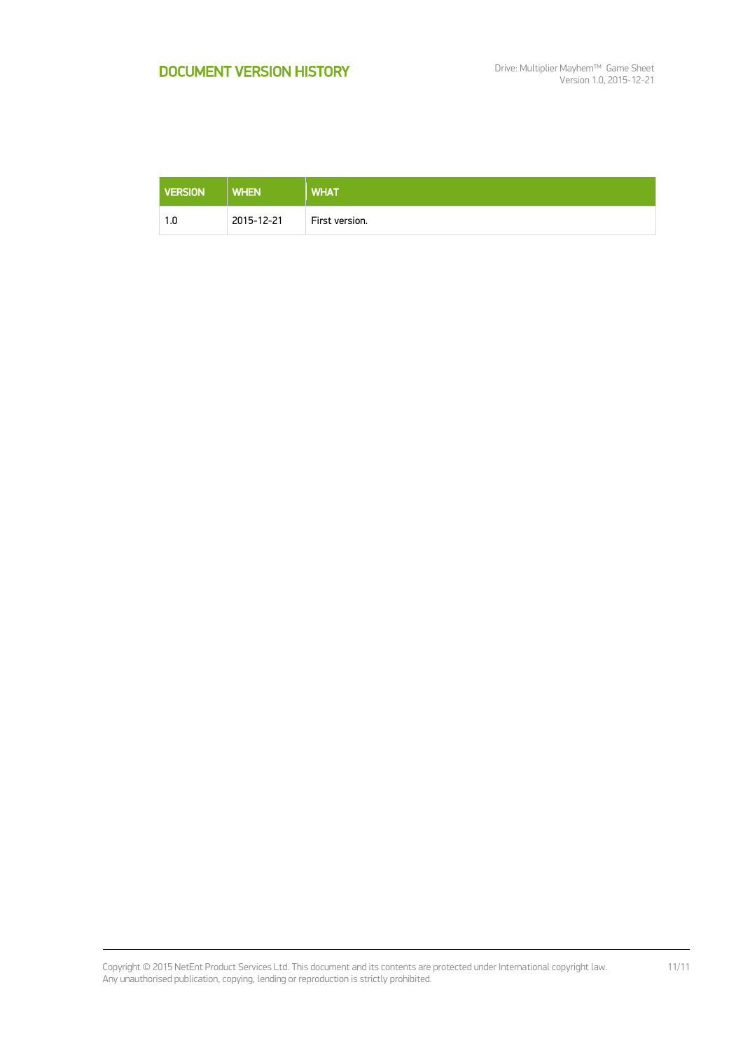## DOCUMENT VERSION HISTORY

| VERSION | WHEN | WHAT |
| --- | --- | --- |
| 1.0 | 2015-12-21 | First version. |